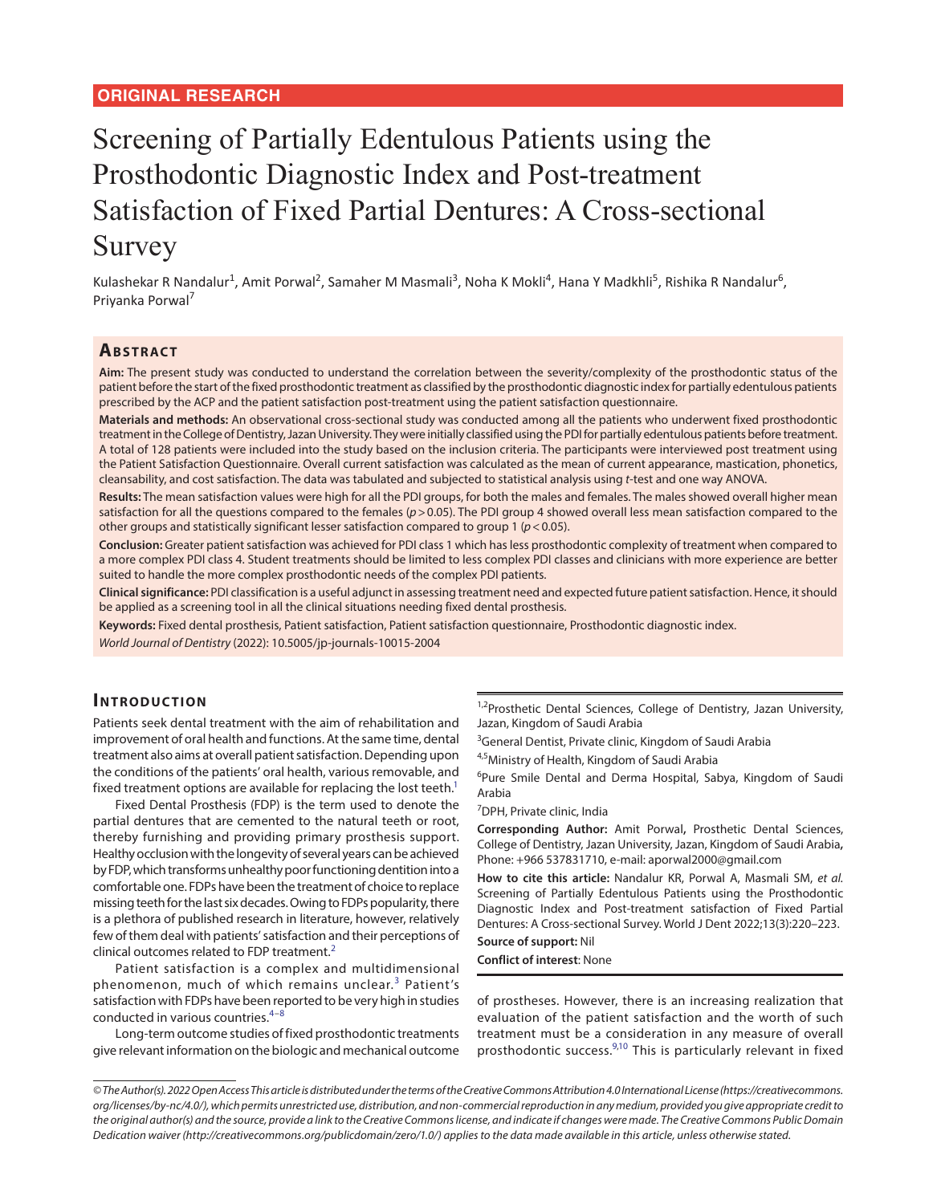ORIGINAL RESEARCH

# Screening of Partially Edentulous Patients using the Prosthodontic Diagnostic Index and Post-treatment Satisfaction of Fixed Partial Dentures: A Cross-sectional Survey

Kulashekar R Nandalur[1], Amit Porwal[2], Samaher M Masmali[3], Noha K Mokli[4], Hana Y Madkhli[5], Rishika R Nandalur[6], Priyanka Porwal[7]

## Abstract

**Aim:** The present study was conducted to understand the correlation between the severity/complexity of the prosthodontic status of the patient before the start of the fixed prosthodontic treatment as classified by the prosthodontic diagnostic index for partially edentulous patients prescribed by the ACP and the patient satisfaction post-treatment using the patient satisfaction questionnaire.

**Materials and methods:** An observational cross-sectional study was conducted among all the patients who underwent fixed prosthodontic treatment in the College of Dentistry, Jazan University. They were initially classified using the PDI for partially edentulous patients before treatment. A total of 128 patients were included into the study based on the inclusion criteria. The participants were interviewed post treatment using the Patient Satisfaction Questionnaire. Overall current satisfaction was calculated as the mean of current appearance, mastication, phonetics, cleansability, and cost satisfaction. The data was tabulated and subjected to statistical analysis using *t*-test and one way ANOVA.

**Results:** The mean satisfaction values were high for all the PDI groups, for both the males and females. The males showed overall higher mean satisfaction for all the questions compared to the females ($p > 0.05$). The PDI group 4 showed overall less mean satisfaction compared to the other groups and statistically significant lesser satisfaction compared to group 1 ($p < 0.05$).

**Conclusion:** Greater patient satisfaction was achieved for PDI class 1 which has less prosthodontic complexity of treatment when compared to a more complex PDI class 4. Student treatments should be limited to less complex PDI classes and clinicians with more experience are better suited to handle the more complex prosthodontic needs of the complex PDI patients.

**Clinical significance:** PDI classification is a useful adjunct in assessing treatment need and expected future patient satisfaction. Hence, it should be applied as a screening tool in all the clinical situations needing fixed dental prosthesis.

**Keywords:** Fixed dental prosthesis, Patient satisfaction, Patient satisfaction questionnaire, Prosthodontic diagnostic index.

*World Journal of Dentistry* (2022): 10.5005/jp-journals-10015-2004

## Introduction

Patients seek dental treatment with the aim of rehabilitation and improvement of oral health and functions. At the same time, dental treatment also aims at overall patient satisfaction. Depending upon the conditions of the patients' oral health, various removable, and fixed treatment options are available for replacing the lost teeth.[1]

Fixed Dental Prosthesis (FDP) is the term used to denote the partial dentures that are cemented to the natural teeth or root, thereby furnishing and providing primary prosthesis support. Healthy occlusion with the longevity of several years can be achieved by FDP, which transforms unhealthy poor functioning dentition into a comfortable one. FDPs have been the treatment of choice to replace missing teeth for the last six decades. Owing to FDPs popularity, there is a plethora of published research in literature, however, relatively few of them deal with patients' satisfaction and their perceptions of clinical outcomes related to FDP treatment.[2]

Patient satisfaction is a complex and multidimensional phenomenon, much of which remains unclear.[3] Patient's satisfaction with FDPs have been reported to be very high in studies conducted in various countries.[4–8]

Long-term outcome studies of fixed prosthodontic treatments give relevant information on the biologic and mechanical outcome of prostheses. However, there is an increasing realization that evaluation of the patient satisfaction and the worth of such treatment must be a consideration in any measure of overall prosthodontic success.[9,10] This is particularly relevant in fixed

[1,2]Prosthetic Dental Sciences, College of Dentistry, Jazan University, Jazan, Kingdom of Saudi Arabia

[3]General Dentist, Private clinic, Kingdom of Saudi Arabia

[4,5]Ministry of Health, Kingdom of Saudi Arabia

[6]Pure Smile Dental and Derma Hospital, Sabya, Kingdom of Saudi Arabia

[7]DPH, Private clinic, India

**Corresponding Author:** Amit Porwal, Prosthetic Dental Sciences, College of Dentistry, Jazan University, Jazan, Kingdom of Saudi Arabia, Phone: +966 537831710, e-mail: aporwal2000@gmail.com

**How to cite this article:** Nandalur KR, Porwal A, Masmali SM, *et al.* Screening of Partially Edentulous Patients using the Prosthodontic Diagnostic Index and Post-treatment satisfaction of Fixed Partial Dentures: A Cross-sectional Survey. World J Dent 2022;13(3):220–223.

**Source of support:** Nil

**Conflict of interest**: None

*© The Author(s). 2022 Open Access This article is distributed under the terms of the Creative Commons Attribution 4.0 International License (https://creativecommons.org/licenses/by-nc/4.0/), which permits unrestricted use, distribution, and non-commercial reproduction in any medium, provided you give appropriate credit to the original author(s) and the source, provide a link to the Creative Commons license, and indicate if changes were made. The Creative Commons Public Domain Dedication waiver (http://creativecommons.org/publicdomain/zero/1.0/) applies to the data made available in this article, unless otherwise stated.*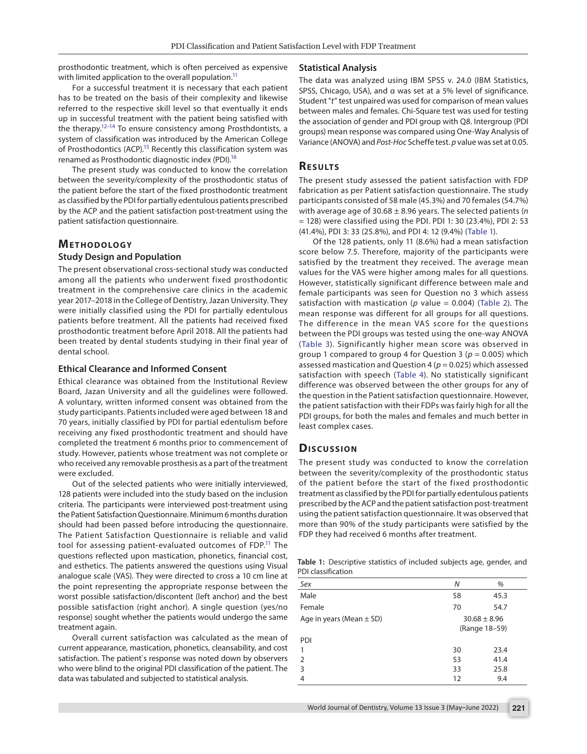prosthodontic treatment, which is often perceived as expensive with limited application to the overall population.[11]

For a successful treatment it is necessary that each patient has to be treated on the basis of their complexity and likewise referred to the respective skill level so that eventually it ends up in successful treatment with the patient being satisfied with the therapy.[12–14] To ensure consistency among Prosthodontists, a system of classification was introduced by the American College of Prosthodontics (ACP).[15] Recently this classification system was renamed as Prosthodontic diagnostic index (PDI).[16]

The present study was conducted to know the correlation between the severity/complexity of the prosthodontic status of the patient before the start of the fixed prosthodontic treatment as classified by the PDI for partially edentulous patients prescribed by the ACP and the patient satisfaction post-treatment using the patient satisfaction questionnaire.

## Methodology

### Study Design and Population

The present observational cross-sectional study was conducted among all the patients who underwent fixed prosthodontic treatment in the comprehensive care clinics in the academic year 2017–2018 in the College of Dentistry, Jazan University. They were initially classified using the PDI for partially edentulous patients before treatment. All the patients had received fixed prosthodontic treatment before April 2018. All the patients had been treated by dental students studying in their final year of dental school.

### Ethical Clearance and Informed Consent

Ethical clearance was obtained from the Institutional Review Board, Jazan University and all the guidelines were followed. A voluntary, written informed consent was obtained from the study participants. Patients included were aged between 18 and 70 years, initially classified by PDI for partial edentulism before receiving any fixed prosthodontic treatment and should have completed the treatment 6 months prior to commencement of study. However, patients whose treatment was not complete or who received any removable prosthesis as a part of the treatment were excluded.

Out of the selected patients who were initially interviewed, 128 patients were included into the study based on the inclusion criteria. The participants were interviewed post-treatment using the Patient Satisfaction Questionnaire. Minimum 6 months duration should had been passed before introducing the questionnaire. The Patient Satisfaction Questionnaire is reliable and valid tool for assessing patient-evaluated outcomes of FDP.[11] The questions reflected upon mastication, phonetics, financial cost, and esthetics. The patients answered the questions using Visual analogue scale (VAS). They were directed to cross a 10 cm line at the point representing the appropriate response between the worst possible satisfaction/discontent (left anchor) and the best possible satisfaction (right anchor). A single question (yes/no response) sought whether the patients would undergo the same treatment again.

Overall current satisfaction was calculated as the mean of current appearance, mastication, phonetics, cleansability, and cost satisfaction. The patient`s response was noted down by observers who were blind to the original PDI classification of the patient. The data was tabulated and subjected to statistical analysis.

### Statistical Analysis

The data was analyzed using IBM SPSS v. 24.0 (IBM Statistics, SPSS, Chicago, USA), and α was set at a 5% level of significance. Student "*t*" test unpaired was used for comparison of mean values between males and females. Chi-Square test was used for testing the association of gender and PDI group with Q8. Intergroup (PDI groups) mean response was compared using One-Way Analysis of Variance (ANOVA) and *Post-Hoc* Scheffe test. *p* value was set at 0.05.

## Results

The present study assessed the patient satisfaction with FDP fabrication as per Patient satisfaction questionnaire. The study participants consisted of 58 male (45.3%) and 70 females (54.7%) with average age of 30.68 ± 8.96 years. The selected patients (*n* = 128) were classified using the PDI. PDI 1: 30 (23.4%), PDI 2: 53 (41.4%), PDI 3: 33 (25.8%), and PDI 4: 12 (9.4%) (Table 1).

Of the 128 patients, only 11 (8.6%) had a mean satisfaction score below 7.5. Therefore, majority of the participants were satisfied by the treatment they received. The average mean values for the VAS were higher among males for all questions. However, statistically significant difference between male and female participants was seen for Question no 3 which assess satisfaction with mastication (*p* value = 0.004) (Table 2). The mean response was different for all groups for all questions. The difference in the mean VAS score for the questions between the PDI groups was tested using the one-way ANOVA (Table 3). Significantly higher mean score was observed in group 1 compared to group 4 for Question 3 (*p* = 0.005) which assessed mastication and Question 4 (*p* = 0.025) which assessed satisfaction with speech (Table 4). No statistically significant difference was observed between the other groups for any of the question in the Patient satisfaction questionnaire. However, the patient satisfaction with their FDPs was fairly high for all the PDI groups, for both the males and females and much better in least complex cases.

## Discussion

The present study was conducted to know the correlation between the severity/complexity of the prosthodontic status of the patient before the start of the fixed prosthodontic treatment as classified by the PDI for partially edentulous patients prescribed by the ACP and the patient satisfaction post-treatment using the patient satisfaction questionnaire. It was observed that more than 90% of the study participants were satisfied by the FDP they had received 6 months after treatment.

**Table 1:** Descriptive statistics of included subjects age, gender, and PDI classification

| *Sex* | *N* | *%* |
|---|---|---|
| Male | 58 | 45.3 |
| Female | 70 | 54.7 |
| Age in years (Mean ± SD) | 30.68 ± 8.96 (Range 18–59) | |
| PDI | | |
| 1 | 30 | 23.4 |
| 2 | 53 | 41.4 |
| 3 | 33 | 25.8 |
| 4 | 12 | 9.4 |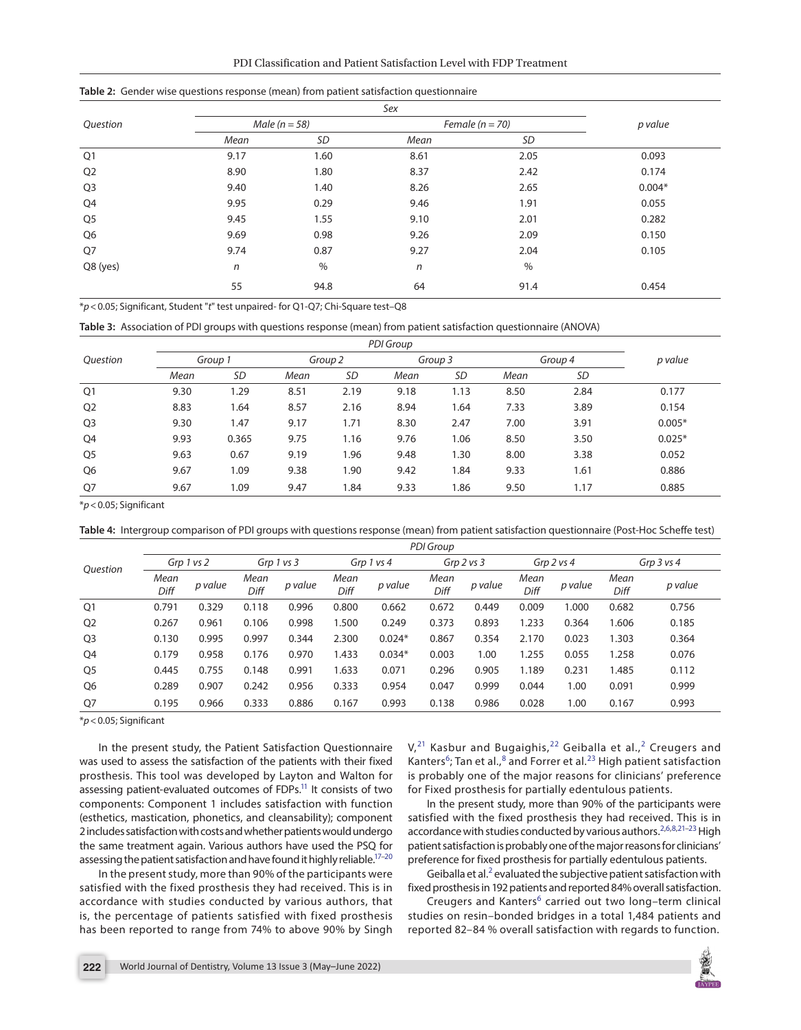**Table 2:** Gender wise questions response (mean) from patient satisfaction questionnaire

| Question | Sex | | | | p value |
|---|---|---|---|---|---|
| | Male (n = 58) | | Female (n = 70) | | |
| | Mean | SD | Mean | SD | |
| Q1 | 9.17 | 1.60 | 8.61 | 2.05 | 0.093 |
| Q2 | 8.90 | 1.80 | 8.37 | 2.42 | 0.174 |
| Q3 | 9.40 | 1.40 | 8.26 | 2.65 | 0.004* |
| Q4 | 9.95 | 0.29 | 9.46 | 1.91 | 0.055 |
| Q5 | 9.45 | 1.55 | 9.10 | 2.01 | 0.282 |
| Q6 | 9.69 | 0.98 | 9.26 | 2.09 | 0.150 |
| Q7 | 9.74 | 0.87 | 9.27 | 2.04 | 0.105 |
| Q8 (yes) | n | % | n | % | |
| | 55 | 94.8 | 64 | 91.4 | 0.454 |

*$p < 0.05$; Significant, Student "t" test unpaired- for Q1-Q7; Chi-Square test–Q8

**Table 3:** Association of PDI groups with questions response (mean) from patient satisfaction questionnaire (ANOVA)

| Question | PDI Group | | | | | | | | p value |
|---|---|---|---|---|---|---|---|---|---|
| | Group 1 | | Group 2 | | Group 3 | | Group 4 | | |
| | Mean | SD | Mean | SD | Mean | SD | Mean | SD | |
| Q1 | 9.30 | 1.29 | 8.51 | 2.19 | 9.18 | 1.13 | 8.50 | 2.84 | 0.177 |
| Q2 | 8.83 | 1.64 | 8.57 | 2.16 | 8.94 | 1.64 | 7.33 | 3.89 | 0.154 |
| Q3 | 9.30 | 1.47 | 9.17 | 1.71 | 8.30 | 2.47 | 7.00 | 3.91 | 0.005* |
| Q4 | 9.93 | 0.365 | 9.75 | 1.16 | 9.76 | 1.06 | 8.50 | 3.50 | 0.025* |
| Q5 | 9.63 | 0.67 | 9.19 | 1.96 | 9.48 | 1.30 | 8.00 | 3.38 | 0.052 |
| Q6 | 9.67 | 1.09 | 9.38 | 1.90 | 9.42 | 1.84 | 9.33 | 1.61 | 0.886 |
| Q7 | 9.67 | 1.09 | 9.47 | 1.84 | 9.33 | 1.86 | 9.50 | 1.17 | 0.885 |

*$p < 0.05$; Significant

**Table 4:** Intergroup comparison of PDI groups with questions response (mean) from patient satisfaction questionnaire (Post-Hoc Scheffe test)

| Question | PDI Group | | | | | | | | | | | |
|---|---|---|---|---|---|---|---|---|---|---|---|---|
| | Grp 1 vs 2 | | Grp 1 vs 3 | | Grp 1 vs 4 | | Grp 2 vs 3 | | Grp 2 vs 4 | | Grp 3 vs 4 | |
| | Mean Diff | p value | Mean Diff | p value | Mean Diff | p value | Mean Diff | p value | Mean Diff | p value | Mean Diff | p value |
| Q1 | 0.791 | 0.329 | 0.118 | 0.996 | 0.800 | 0.662 | 0.672 | 0.449 | 0.009 | 1.000 | 0.682 | 0.756 |
| Q2 | 0.267 | 0.961 | 0.106 | 0.998 | 1.500 | 0.249 | 0.373 | 0.893 | 1.233 | 0.364 | 1.606 | 0.185 |
| Q3 | 0.130 | 0.995 | 0.997 | 0.344 | 2.300 | 0.024* | 0.867 | 0.354 | 2.170 | 0.023 | 1.303 | 0.364 |
| Q4 | 0.179 | 0.958 | 0.176 | 0.970 | 1.433 | 0.034* | 0.003 | 1.00 | 1.255 | 0.055 | 1.258 | 0.076 |
| Q5 | 0.445 | 0.755 | 0.148 | 0.991 | 1.633 | 0.071 | 0.296 | 0.905 | 1.189 | 0.231 | 1.485 | 0.112 |
| Q6 | 0.289 | 0.907 | 0.242 | 0.956 | 0.333 | 0.954 | 0.047 | 0.999 | 0.044 | 1.00 | 0.091 | 0.999 |
| Q7 | 0.195 | 0.966 | 0.333 | 0.886 | 0.167 | 0.993 | 0.138 | 0.986 | 0.028 | 1.00 | 0.167 | 0.993 |

*$p < 0.05$; Significant

In the present study, the Patient Satisfaction Questionnaire was used to assess the satisfaction of the patients with their fixed prosthesis. This tool was developed by Layton and Walton for assessing patient-evaluated outcomes of FDPs.[11] It consists of two components: Component 1 includes satisfaction with function (esthetics, mastication, phonetics, and cleansability); component 2 includes satisfaction with costs and whether patients would undergo the same treatment again. Various authors have used the PSQ for assessing the patient satisfaction and have found it highly reliable.[17–20]

In the present study, more than 90% of the participants were satisfied with the fixed prosthesis they had received. This is in accordance with studies conducted by various authors, that is, the percentage of patients satisfied with fixed prosthesis has been reported to range from 74% to above 90% by Singh V,[21] Kasbur and Bugaighis,[22] Geiballa et al.,[2] Creugers and Kanters[6]; Tan et al.,[8] and Forrer et al.[23] High patient satisfaction is probably one of the major reasons for clinicians' preference for Fixed prosthesis for partially edentulous patients.

In the present study, more than 90% of the participants were satisfied with the fixed prosthesis they had received. This is in accordance with studies conducted by various authors.[2,6,8,21–23] High patient satisfaction is probably one of the major reasons for clinicians' preference for fixed prosthesis for partially edentulous patients.

Geiballa et al.[2] evaluated the subjective patient satisfaction with fixed prosthesis in 192 patients and reported 84% overall satisfaction.

Creugers and Kanters[6] carried out two long–term clinical studies on resin–bonded bridges in a total 1,484 patients and reported 82–84 % overall satisfaction with regards to function.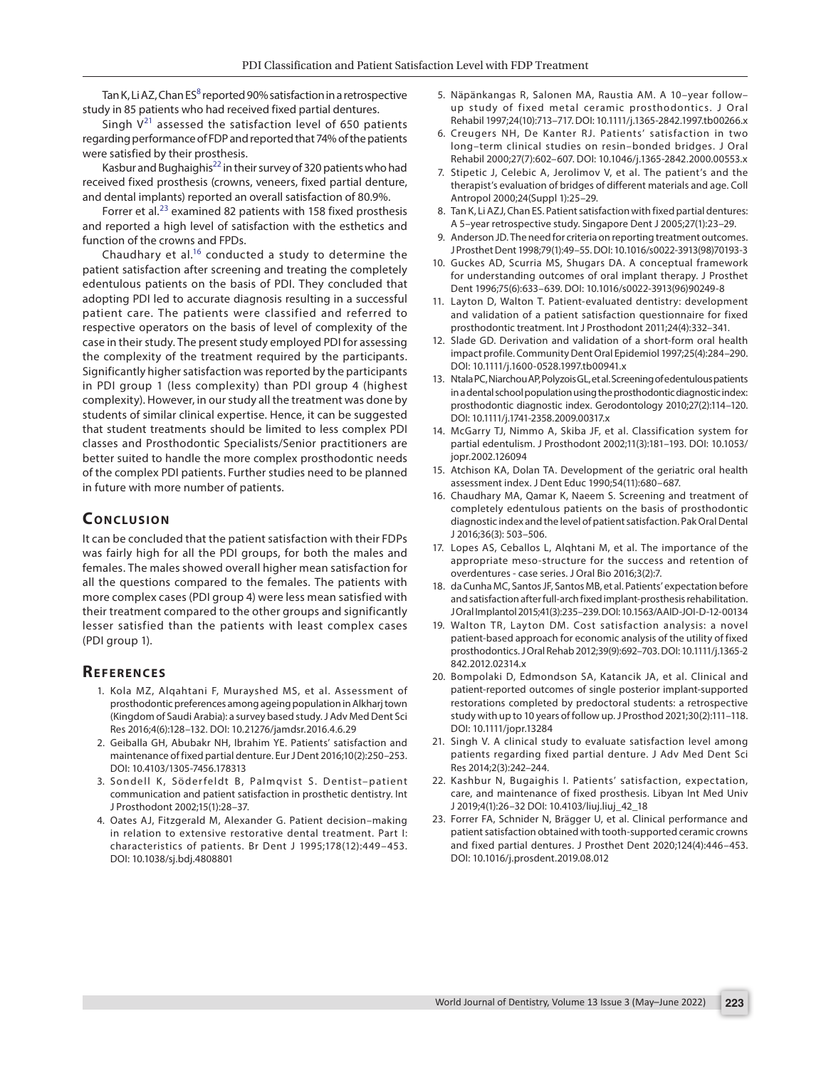Tan K, Li AZ, Chan ES[8] reported 90% satisfaction in a retrospective study in 85 patients who had received fixed partial dentures.

Singh V[21] assessed the satisfaction level of 650 patients regarding performance of FDP and reported that 74% of the patients were satisfied by their prosthesis.

Kasbur and Bughaighis[22] in their survey of 320 patients who had received fixed prosthesis (crowns, veneers, fixed partial denture, and dental implants) reported an overall satisfaction of 80.9%.

Forrer et al.[23] examined 82 patients with 158 fixed prosthesis and reported a high level of satisfaction with the esthetics and function of the crowns and FPDs.

Chaudhary et al.[16] conducted a study to determine the patient satisfaction after screening and treating the completely edentulous patients on the basis of PDI. They concluded that adopting PDI led to accurate diagnosis resulting in a successful patient care. The patients were classified and referred to respective operators on the basis of level of complexity of the case in their study. The present study employed PDI for assessing the complexity of the treatment required by the participants. Significantly higher satisfaction was reported by the participants in PDI group 1 (less complexity) than PDI group 4 (highest complexity). However, in our study all the treatment was done by students of similar clinical expertise. Hence, it can be suggested that student treatments should be limited to less complex PDI classes and Prosthodontic Specialists/Senior practitioners are better suited to handle the more complex prosthodontic needs of the complex PDI patients. Further studies need to be planned in future with more number of patients.

## Conclusion

It can be concluded that the patient satisfaction with their FDPs was fairly high for all the PDI groups, for both the males and females. The males showed overall higher mean satisfaction for all the questions compared to the females. The patients with more complex cases (PDI group 4) were less mean satisfied with their treatment compared to the other groups and significantly lesser satisfied than the patients with least complex cases (PDI group 1).

## References

1. Kola MZ, Alqahtani F, Murayshed MS, et al. Assessment of prosthodontic preferences among ageing population in Alkharj town (Kingdom of Saudi Arabia): a survey based study. J Adv Med Dent Sci Res 2016;4(6):128–132. DOI: 10.21276/jamdsr.2016.4.6.29
2. Geiballa GH, Abubakr NH, Ibrahim YE. Patients' satisfaction and maintenance of fixed partial denture. Eur J Dent 2016;10(2):250–253. DOI: 10.4103/1305-7456.178313
3. Sondell K, Söderfeldt B, Palmqvist S. Dentist–patient communication and patient satisfaction in prosthetic dentistry. Int J Prosthodont 2002;15(1):28–37.
4. Oates AJ, Fitzgerald M, Alexander G. Patient decision–making in relation to extensive restorative dental treatment. Part I: characteristics of patients. Br Dent J 1995;178(12):449–453. DOI: 10.1038/sj.bdj.4808801
5. Näpänkangas R, Salonen MA, Raustia AM. A 10–year follow–up study of fixed metal ceramic prosthodontics. J Oral Rehabil 1997;24(10):713–717. DOI: 10.1111/j.1365-2842.1997.tb00266.x
6. Creugers NH, De Kanter RJ. Patients' satisfaction in two long–term clinical studies on resin–bonded bridges. J Oral Rehabil 2000;27(7):602–607. DOI: 10.1046/j.1365-2842.2000.00553.x
7. Stipetic J, Celebic A, Jerolimov V, et al. The patient's and the therapist's evaluation of bridges of different materials and age. Coll Antropol 2000;24(Suppl 1):25–29.
8. Tan K, Li AZJ, Chan ES. Patient satisfaction with fixed partial dentures: A 5–year retrospective study. Singapore Dent J 2005;27(1):23–29.
9. Anderson JD. The need for criteria on reporting treatment outcomes. J Prosthet Dent 1998;79(1):49–55. DOI: 10.1016/s0022-3913(98)70193-3
10. Guckes AD, Scurria MS, Shugars DA. A conceptual framework for understanding outcomes of oral implant therapy. J Prosthet Dent 1996;75(6):633–639. DOI: 10.1016/s0022-3913(96)90249-8
11. Layton D, Walton T. Patient-evaluated dentistry: development and validation of a patient satisfaction questionnaire for fixed prosthodontic treatment. Int J Prosthodont 2011;24(4):332–341.
12. Slade GD. Derivation and validation of a short-form oral health impact profile. Community Dent Oral Epidemiol 1997;25(4):284–290. DOI: 10.1111/j.1600-0528.1997.tb00941.x
13. Ntala PC, Niarchou AP, Polyzois GL, et al. Screening of edentulous patients in a dental school population using the prosthodontic diagnostic index: prosthodontic diagnostic index. Gerodontology 2010;27(2):114–120. DOI: 10.1111/j.1741-2358.2009.00317.x
14. McGarry TJ, Nimmo A, Skiba JF, et al. Classification system for partial edentulism. J Prosthodont 2002;11(3):181–193. DOI: 10.1053/jopr.2002.126094
15. Atchison KA, Dolan TA. Development of the geriatric oral health assessment index. J Dent Educ 1990;54(11):680–687.
16. Chaudhary MA, Qamar K, Naeem S. Screening and treatment of completely edentulous patients on the basis of prosthodontic diagnostic index and the level of patient satisfaction. Pak Oral Dental J 2016;36(3): 503–506.
17. Lopes AS, Ceballos L, Alqhtani M, et al. The importance of the appropriate meso-structure for the success and retention of overdentures - case series. J Oral Bio 2016;3(2):7.
18. da Cunha MC, Santos JF, Santos MB, et al. Patients' expectation before and satisfaction after full-arch fixed implant-prosthesis rehabilitation. J Oral Implantol 2015;41(3):235–239. DOI: 10.1563/AAID-JOI-D-12-00134
19. Walton TR, Layton DM. Cost satisfaction analysis: a novel patient-based approach for economic analysis of the utility of fixed prosthodontics. J Oral Rehab 2012;39(9):692–703. DOI: 10.1111/j.1365-2842.2012.02314.x
20. Bompolaki D, Edmondson SA, Katancik JA, et al. Clinical and patient-reported outcomes of single posterior implant-supported restorations completed by predoctoral students: a retrospective study with up to 10 years of follow up. J Prosthod 2021;30(2):111–118. DOI: 10.1111/jopr.13284
21. Singh V. A clinical study to evaluate satisfaction level among patients regarding fixed partial denture. J Adv Med Dent Sci Res 2014;2(3):242–244.
22. Kashbur N, Bugaighis I. Patients' satisfaction, expectation, care, and maintenance of fixed prosthesis. Libyan Int Med Univ J 2019;4(1):26–32 DOI: 10.4103/liuj.liuj_42_18
23. Forrer FA, Schnider N, Brägger U, et al. Clinical performance and patient satisfaction obtained with tooth-supported ceramic crowns and fixed partial dentures. J Prosthet Dent 2020;124(4):446–453. DOI: 10.1016/j.prosdent.2019.08.012